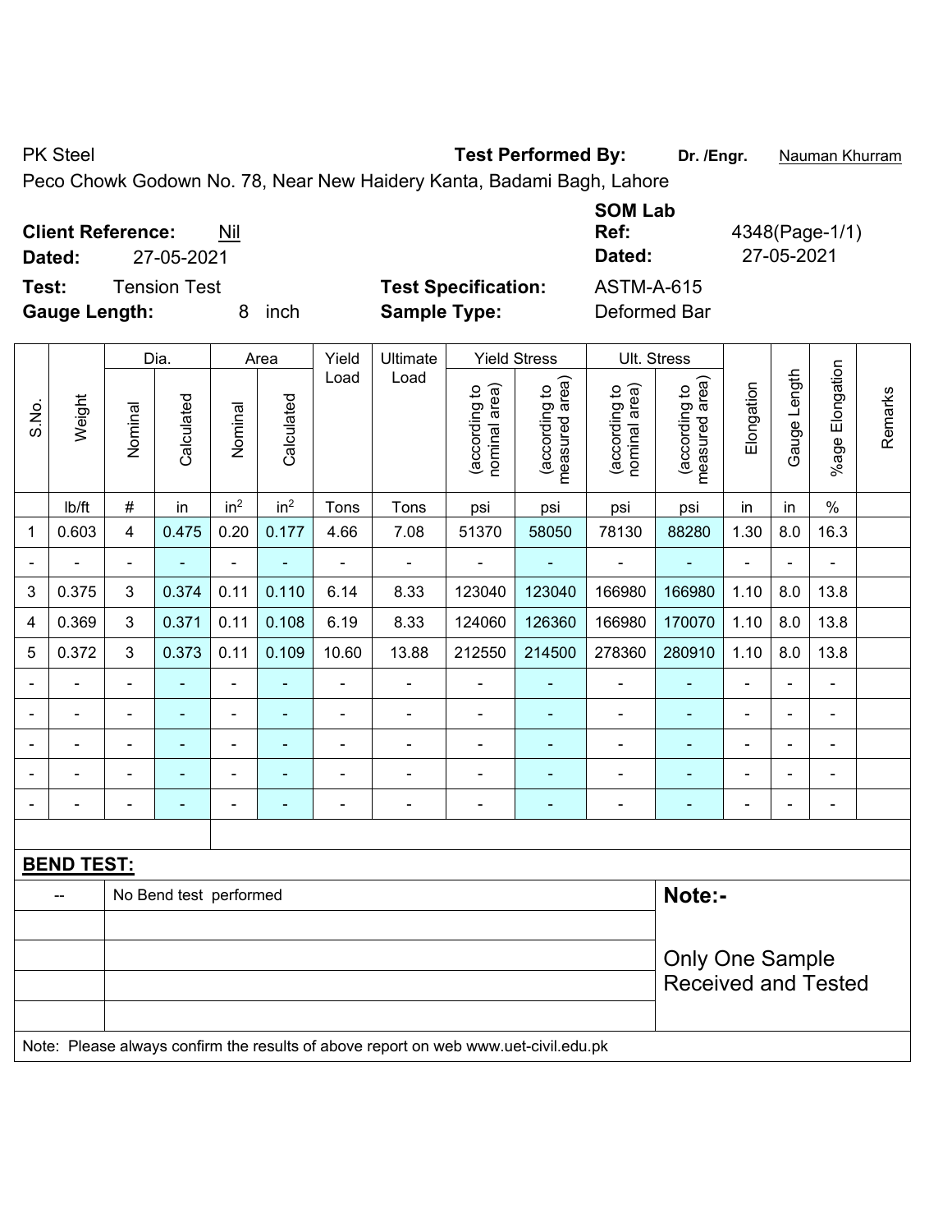PK Steel

Peco Chowk Godown No. 78, Near New Haidery Kanta, Badami Bagh, Lahore

**Test Performed By:** **Dr. /Engr.** Nauman Khurram

**Client Reference:** Nil

**Dated:** 27-05-2021

**SOM Lab Ref:** 4348(Page-1/1)

**Dated:** 27-05-2021

**Test:** Tension Test

**Gauge Length:** 8 inch

**Test Specification:** ASTM-A-615

**Sample Type:** Deformed Bar

| S.No. | Weight | Dia. | | Area | | Yield Load | Ultimate Load | Yield Stress | | Ult. Stress | | Elongation | Gauge Length | %age Elongation | Remarks |
|---|---|---|---|---|---|---|---|---|---|---|---|---|---|---|---|
| | | Nominal | Calculated | Nominal | Calculated | | | (according to nominal area) | (according to measured area) | (according to nominal area) | (according to measured area) | | | | |
| | lb/ft | # | in | $in^2$ | $in^2$ | Tons | Tons | psi | psi | psi | psi | in | in | % | |
| 1 | 0.603 | 4 | 0.475 | 0.20 | 0.177 | 4.66 | 7.08 | 51370 | 58050 | 78130 | 88280 | 1.30 | 8.0 | 16.3 | |
| - | - | - | - | - | - | - | - | - | - | - | - | - | - | - | |
| 3 | 0.375 | 3 | 0.374 | 0.11 | 0.110 | 6.14 | 8.33 | 123040 | 123040 | 166980 | 166980 | 1.10 | 8.0 | 13.8 | |
| 4 | 0.369 | 3 | 0.371 | 0.11 | 0.108 | 6.19 | 8.33 | 124060 | 126360 | 166980 | 170070 | 1.10 | 8.0 | 13.8 | |
| 5 | 0.372 | 3 | 0.373 | 0.11 | 0.109 | 10.60 | 13.88 | 212550 | 214500 | 278360 | 280910 | 1.10 | 8.0 | 13.8 | |
| - | - | - | - | - | - | - | - | - | - | - | - | - | - | - | |
| - | - | - | - | - | - | - | - | - | - | - | - | - | - | - | |
| - | - | - | - | - | - | - | - | - | - | - | - | - | - | - | |
| - | - | - | - | - | - | - | - | - | - | - | - | - | - | - | |
| - | - | - | - | - | - | - | - | - | - | - | - | - | - | - | |

**BEND TEST:**

| -- | No Bend test performed |
|---|---|

**Note:-**

Only One Sample Received and Tested

Note: Please always confirm the results of above report on web www.uet-civil.edu.pk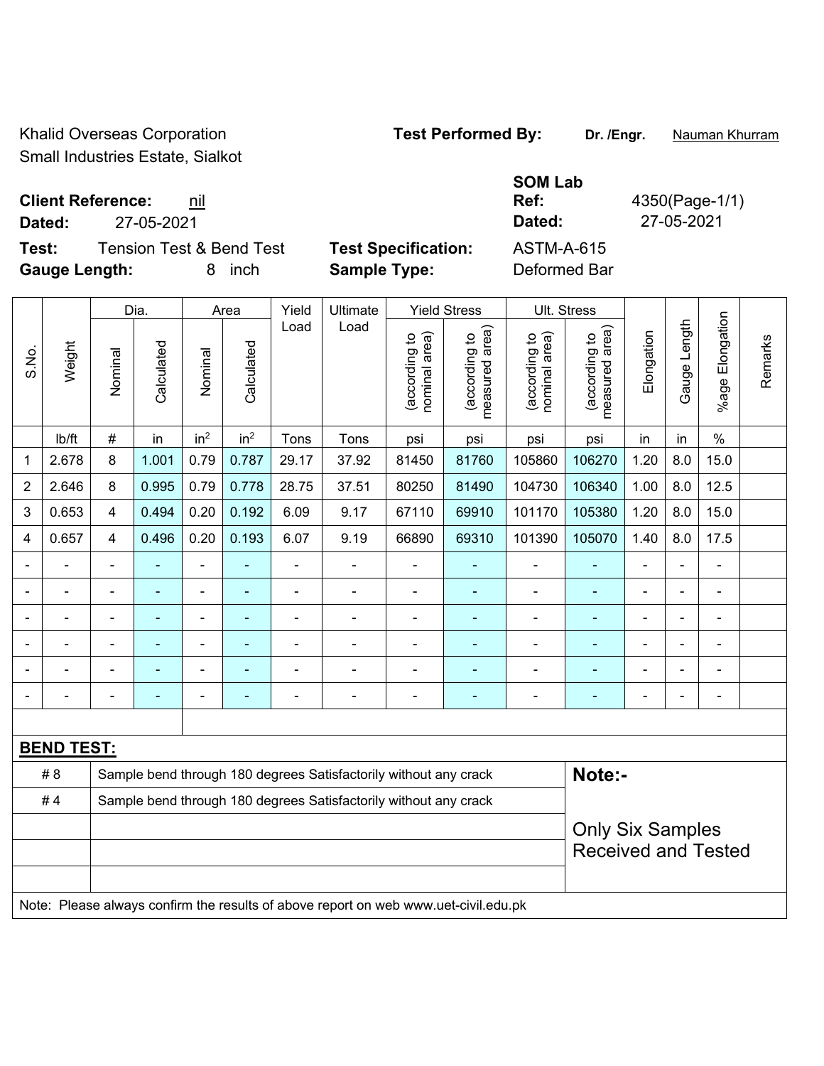Khalid Overseas Corporation
Small Industries Estate, Sialkot

**Test Performed By:** **Dr. /Engr.** Nauman Khurram

**SOM Lab**

**Client Reference:** nil
**Dated:** 27-05-2021

**Ref:** 4350(Page-1/1)
**Dated:** 27-05-2021

**Test:** Tension Test & Bend Test
**Gauge Length:** 8 inch

**Test Specification:** ASTM-A-615
**Sample Type:** Deformed Bar

| S.No. | Weight | Dia. | | Area | | Yield Load | Ultimate Load | Yield Stress | | Ult. Stress | | Elongation | Gauge Length | %age Elongation | Remarks |
|---|---|---|---|---|---|---|---|---|---|---|---|---|---|---|---|
| | | Nominal | Calculated | Nominal | Calculated | | | (according to nominal area) | (according to measured area) | (according to nominal area) | (according to measured area) | | | | |
| | lb/ft | # | in | in$^2$ | in$^2$ | Tons | Tons | psi | psi | psi | psi | in | in | % | |
| 1 | 2.678 | 8 | 1.001 | 0.79 | 0.787 | 29.17 | 37.92 | 81450 | 81760 | 105860 | 106270 | 1.20 | 8.0 | 15.0 | |
| 2 | 2.646 | 8 | 0.995 | 0.79 | 0.778 | 28.75 | 37.51 | 80250 | 81490 | 104730 | 106340 | 1.00 | 8.0 | 12.5 | |
| 3 | 0.653 | 4 | 0.494 | 0.20 | 0.192 | 6.09 | 9.17 | 67110 | 69910 | 101170 | 105380 | 1.20 | 8.0 | 15.0 | |
| 4 | 0.657 | 4 | 0.496 | 0.20 | 0.193 | 6.07 | 9.19 | 66890 | 69310 | 101390 | 105070 | 1.40 | 8.0 | 17.5 | |
| - | - | - | - | - | - | - | - | - | - | - | - | - | - | - | |
| - | - | - | - | - | - | - | - | - | - | - | - | - | - | - | |
| - | - | - | - | - | - | - | - | - | - | - | - | - | - | - | |
| - | - | - | - | - | - | - | - | - | - | - | - | - | - | - | |
| - | - | - | - | - | - | - | - | - | - | - | - | - | - | - | |
| - | - | - | - | - | - | - | - | - | - | - | - | - | - | - | |

**BEND TEST:**

| | | |
|---|---|---|
| # 8 | Sample bend through 180 degrees Satisfactorily without any crack | **Note:-** |
| # 4 | Sample bend through 180 degrees Satisfactorily without any crack | Only Six Samples Received and Tested |

Note: Please always confirm the results of above report on web www.uet-civil.edu.pk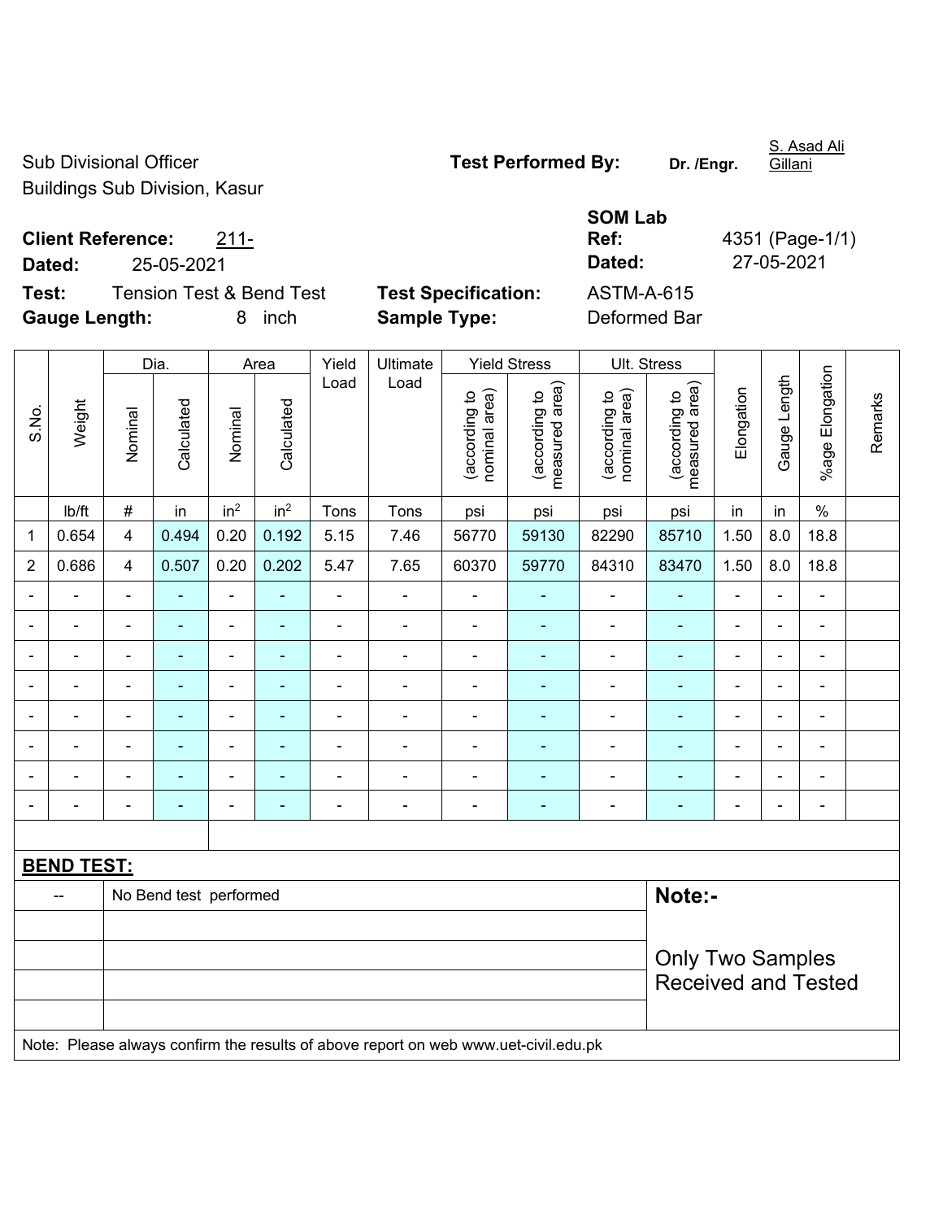Sub Divisional Officer
Buildings Sub Division, Kasur

**Test Performed By:** **Dr. /Engr.** S. Asad Ali Gillani

**Client Reference:** 211-
**Dated:** 25-05-2021

**SOM Lab Ref:** 4351 (Page-1/1)
**Dated:** 27-05-2021

**Test:** Tension Test & Bend Test
**Gauge Length:** 8 inch

**Test Specification:** ASTM-A-615
**Sample Type:** Deformed Bar

| S.No. | Weight | Dia. | | Area | | Yield Load | Ultimate Load | Yield Stress | | Ult. Stress | | Elongation | Gauge Length | %age Elongation | Remarks |
|---|---|---|---|---|---|---|---|---|---|---|---|---|---|---|---|
| | | Nominal | Calculated | Nominal | Calculated | | | (according to nominal area) | (according to measured area) | (according to nominal area) | (according to measured area) | | | | |
| | lb/ft | # | in | in² | in² | Tons | Tons | psi | psi | psi | psi | in | in | % | |
| 1 | 0.654 | 4 | 0.494 | 0.20 | 0.192 | 5.15 | 7.46 | 56770 | 59130 | 82290 | 85710 | 1.50 | 8.0 | 18.8 | |
| 2 | 0.686 | 4 | 0.507 | 0.20 | 0.202 | 5.47 | 7.65 | 60370 | 59770 | 84310 | 83470 | 1.50 | 8.0 | 18.8 | |
| - | - | - | - | - | - | - | - | - | - | - | - | - | - | - | |
| - | - | - | - | - | - | - | - | - | - | - | - | - | - | - | |
| - | - | - | - | - | - | - | - | - | - | - | - | - | - | - | |
| - | - | - | - | - | - | - | - | - | - | - | - | - | - | - | |
| - | - | - | - | - | - | - | - | - | - | - | - | - | - | - | |
| - | - | - | - | - | - | - | - | - | - | - | - | - | - | - | |
| - | - | - | - | - | - | - | - | - | - | - | - | - | - | - | |
| - | - | - | - | - | - | - | - | - | - | - | - | - | - | - | |

**BEND TEST:**

| -- | No Bend test performed |
|---|---|

**Note:-**

Only Two Samples Received and Tested

Note: Please always confirm the results of above report on web www.uet-civil.edu.pk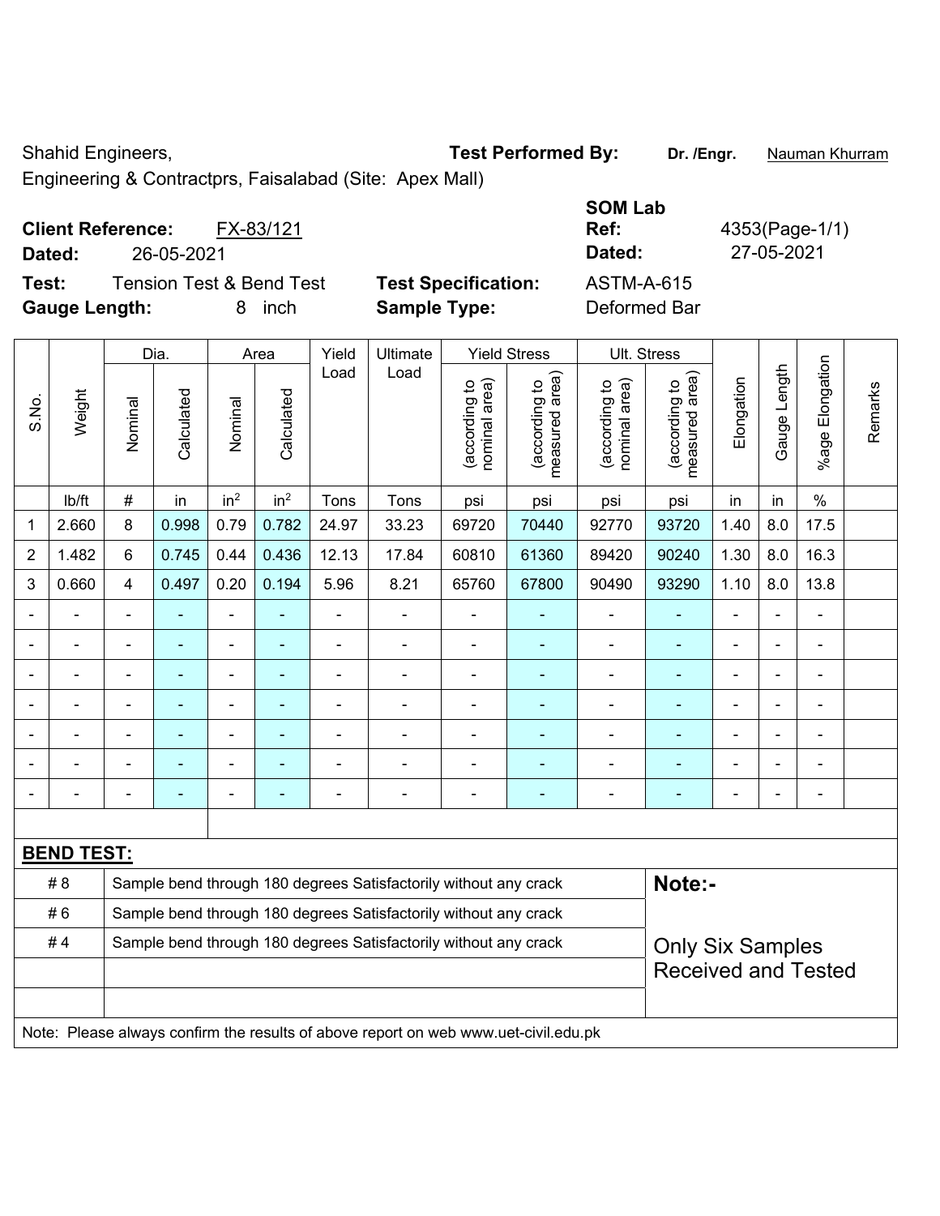Shahid Engineers,

Engineering & Contractprs, Faisalabad (Site: Apex Mall)

**Test Performed By:** **Dr. /Engr.** Nauman Khurram

**Client Reference:** FX-83/121

**Dated:** 26-05-2021

**SOM Lab Ref:** 4353(Page-1/1)

**Dated:** 27-05-2021

**Test:** Tension Test & Bend Test

**Test Specification:** ASTM-A-615

**Gauge Length:** 8 inch

**Sample Type:** Deformed Bar

| S.No. | Weight | Dia. | | Area | | Yield Load | Ultimate Load | Yield Stress | | Ult. Stress | | Elongation | Gauge Length | %age Elongation | Remarks |
|---|---|---|---|---|---|---|---|---|---|---|---|---|---|---|---|
| | | Nominal | Calculated | Nominal | Calculated | | | (according to nominal area) | (according to measured area) | (according to nominal area) | (according to measured area) | | | | |
| | lb/ft | # | in | in$^2$ | in$^2$ | Tons | Tons | psi | psi | psi | psi | in | in | % | |
| 1 | 2.660 | 8 | 0.998 | 0.79 | 0.782 | 24.97 | 33.23 | 69720 | 70440 | 92770 | 93720 | 1.40 | 8.0 | 17.5 | |
| 2 | 1.482 | 6 | 0.745 | 0.44 | 0.436 | 12.13 | 17.84 | 60810 | 61360 | 89420 | 90240 | 1.30 | 8.0 | 16.3 | |
| 3 | 0.660 | 4 | 0.497 | 0.20 | 0.194 | 5.96 | 8.21 | 65760 | 67800 | 90490 | 93290 | 1.10 | 8.0 | 13.8 | |
| - | - | - | - | - | - | - | - | - | - | - | - | - | - | - | |
| - | - | - | - | - | - | - | - | - | - | - | - | - | - | - | |
| - | - | - | - | - | - | - | - | - | - | - | - | - | - | - | |
| - | - | - | - | - | - | - | - | - | - | - | - | - | - | - | |
| - | - | - | - | - | - | - | - | - | - | - | - | - | - | - | |
| - | - | - | - | - | - | - | - | - | - | - | - | - | - | - | |
| - | - | - | - | - | - | - | - | - | - | - | - | - | - | - | |

**BEND TEST:**

| | | |
|---|---|---|
| # 8 | Sample bend through 180 degrees Satisfactorily without any crack | **Note:-** |
| # 6 | Sample bend through 180 degrees Satisfactorily without any crack | |
| # 4 | Sample bend through 180 degrees Satisfactorily without any crack | Only Six Samples Received and Tested |
| | | |
| | | |

Note: Please always confirm the results of above report on web www.uet-civil.edu.pk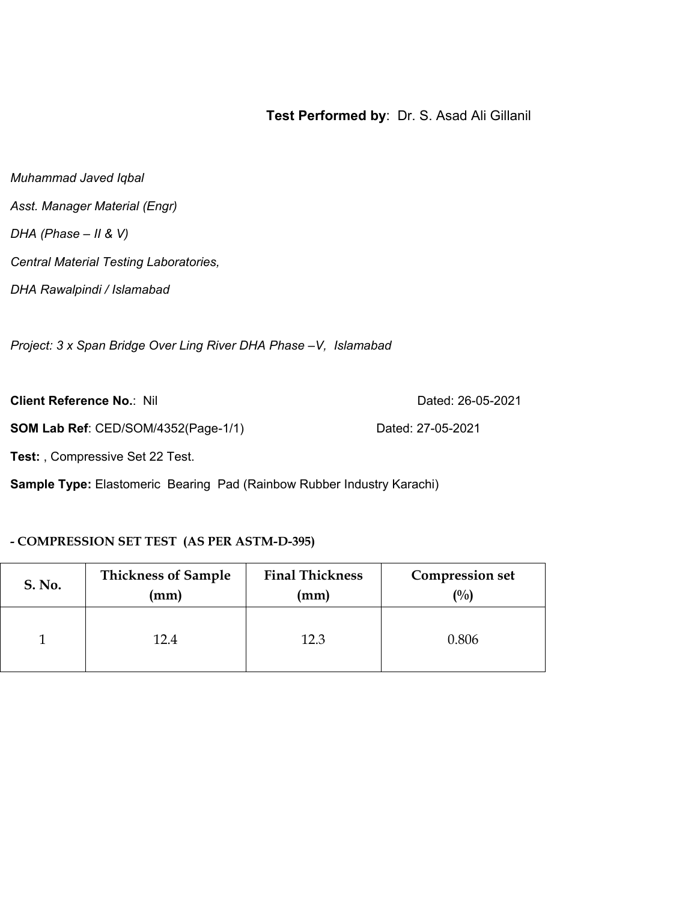**Test Performed by**: Dr. S. Asad Ali Gillanil

*Muhammad Javed Iqbal*

*Asst. Manager Material (Engr)*

*DHA (Phase – II & V)*

*Central Material Testing Laboratories,*

*DHA Rawalpindi / Islamabad*

*Project: 3 x Span Bridge Over Ling River DHA Phase –V, Islamabad*

**Client Reference No.**: Nil Dated: 26-05-2021

**SOM Lab Ref**: CED/SOM/4352(Page-1/1) Dated: 27-05-2021

**Test:** , Compressive Set 22 Test.

**Sample Type:** Elastomeric Bearing Pad (Rainbow Rubber Industry Karachi)

**- COMPRESSION SET TEST (AS PER ASTM-D-395)**

| S. No. | Thickness of Sample (mm) | Final Thickness (mm) | Compression set (%) |
|---|---|---|---|
| 1 | 12.4 | 12.3 | 0.806 |